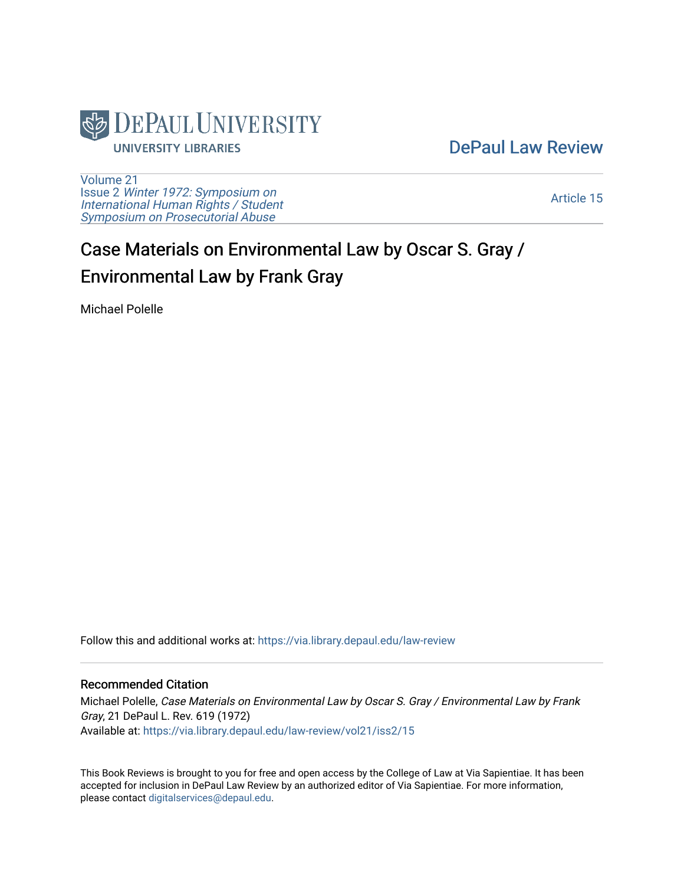DePaul University Libraries

[DePaul Law Review](https://via.library.depaul.edu/law-review)

Volume 21
Issue 2 *Winter 1972: Symposium on International Human Rights / Student Symposium on Prosecutorial Abuse*

Article 15

# Case Materials on Environmental Law by Oscar S. Gray / Environmental Law by Frank Gray

Michael Polelle

Follow this and additional works at: https://via.library.depaul.edu/law-review

## Recommended Citation

Michael Polelle, *Case Materials on Environmental Law by Oscar S. Gray / Environmental Law by Frank Gray*, 21 DePaul L. Rev. 619 (1972)
Available at: https://via.library.depaul.edu/law-review/vol21/iss2/15

This Book Reviews is brought to you for free and open access by the College of Law at Via Sapientiae. It has been accepted for inclusion in DePaul Law Review by an authorized editor of Via Sapientiae. For more information, please contact digitalservices@depaul.edu.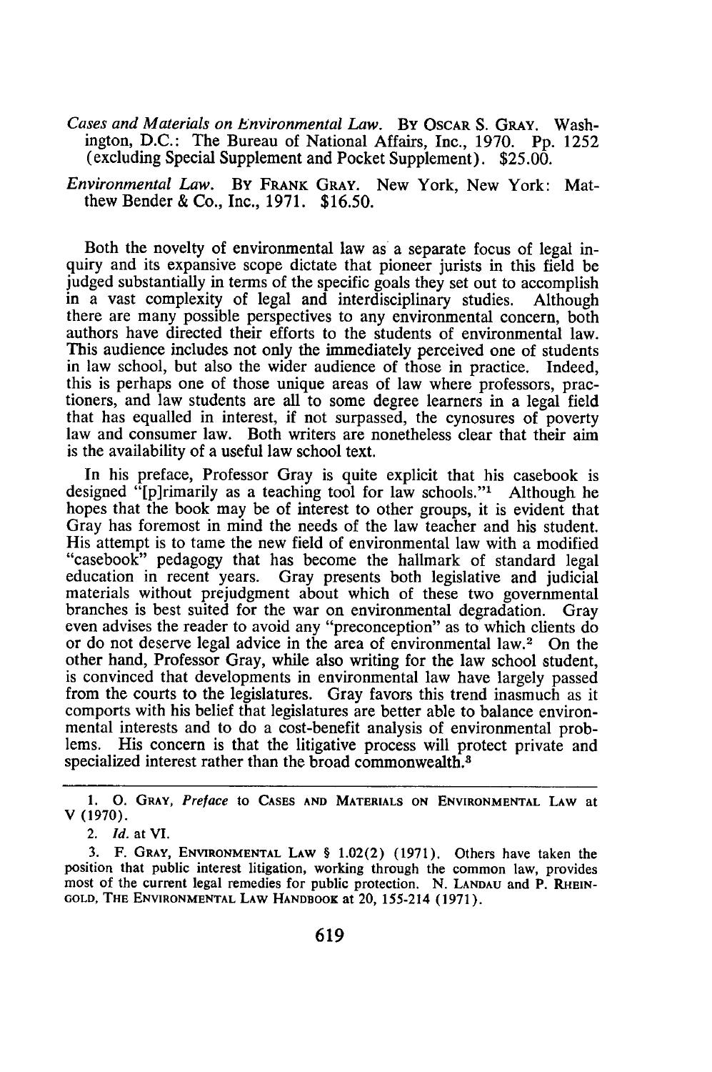*Cases and Materials on Environmental Law.* BY OSCAR S. GRAY. Washington, D.C.: The Bureau of National Affairs, Inc., 1970. Pp. 1252 (excluding Special Supplement and Pocket Supplement). $25.00.

*Environmental Law.* BY FRANK GRAY. New York, New York: Matthew Bender & Co., Inc., 1971. $16.50.

Both the novelty of environmental law as a separate focus of legal inquiry and its expansive scope dictate that pioneer jurists in this field be judged substantially in terms of the specific goals they set out to accomplish in a vast complexity of legal and interdisciplinary studies. Although there are many possible perspectives to any environmental concern, both authors have directed their efforts to the students of environmental law. This audience includes not only the immediately perceived one of students in law school, but also the wider audience of those in practice. Indeed, this is perhaps one of those unique areas of law where professors, practioners, and law students are all to some degree learners in a legal field that has equalled in interest, if not surpassed, the cynosures of poverty law and consumer law. Both writers are nonetheless clear that their aim is the availability of a useful law school text.

In his preface, Professor Gray is quite explicit that his casebook is designed "[p]rimarily as a teaching tool for law schools."[1] Although he hopes that the book may be of interest to other groups, it is evident that Gray has foremost in mind the needs of the law teacher and his student. His attempt is to tame the new field of environmental law with a modified "casebook" pedagogy that has become the hallmark of standard legal education in recent years. Gray presents both legislative and judicial materials without prejudgment about which of these two governmental branches is best suited for the war on environmental degradation. Gray even advises the reader to avoid any "preconception" as to which clients do or do not deserve legal advice in the area of environmental law.[2] On the other hand, Professor Gray, while also writing for the law school student, is convinced that developments in environmental law have largely passed from the courts to the legislatures. Gray favors this trend inasmuch as it comports with his belief that legislatures are better able to balance environmental interests and to do a cost-benefit analysis of environmental problems. His concern is that the litigative process will protect private and specialized interest rather than the broad commonwealth.[3]

---

1. O. GRAY, *Preface* to CASES AND MATERIALS ON ENVIRONMENTAL LAW at V (1970).

2. *Id.* at VI.

3. F. GRAY, ENVIRONMENTAL LAW § 1.02(2) (1971). Others have taken the position that public interest litigation, working through the common law, provides most of the current legal remedies for public protection. N. LANDAU and P. RHEINGOLD, THE ENVIRONMENTAL LAW HANDBOOK at 20, 155-214 (1971).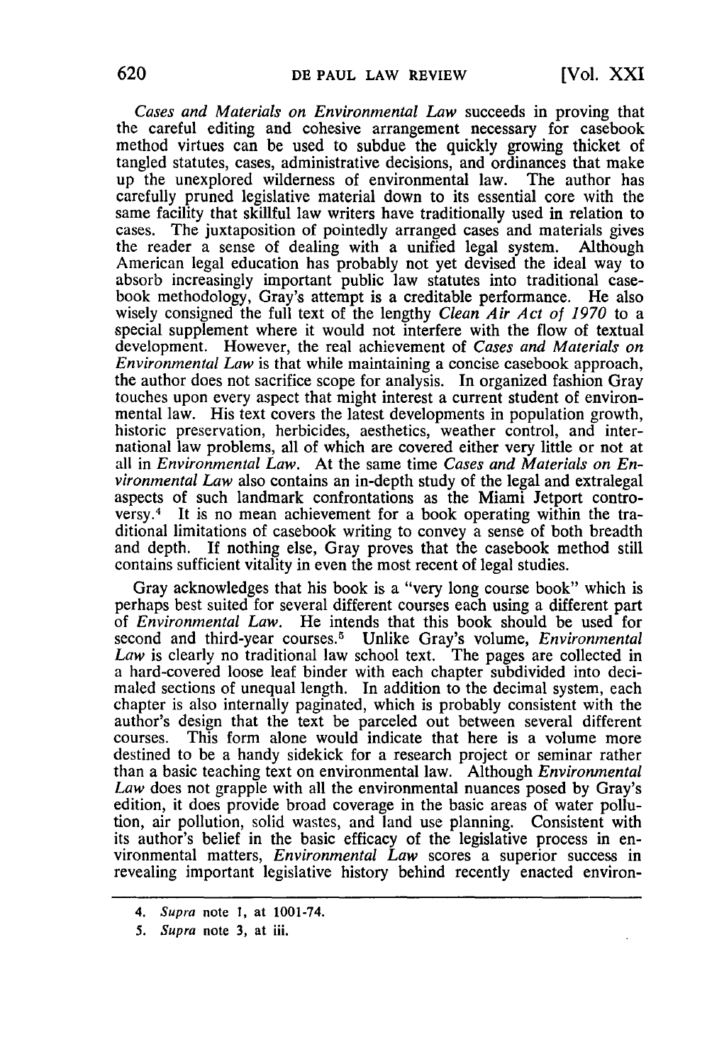*Cases and Materials on Environmental Law* succeeds in proving that the careful editing and cohesive arrangement necessary for casebook method virtues can be used to subdue the quickly growing thicket of tangled statutes, cases, administrative decisions, and ordinances that make up the unexplored wilderness of environmental law. The author has carefully pruned legislative material down to its essential core with the same facility that skillful law writers have traditionally used in relation to cases. The juxtaposition of pointedly arranged cases and materials gives the reader a sense of dealing with a unified legal system. Although American legal education has probably not yet devised the ideal way to absorb increasingly important public law statutes into traditional casebook methodology, Gray's attempt is a creditable performance. He also wisely consigned the full text of the lengthy *Clean Air Act of 1970* to a special supplement where it would not interfere with the flow of textual development. However, the real achievement of *Cases and Materials on Environmental Law* is that while maintaining a concise casebook approach, the author does not sacrifice scope for analysis. In organized fashion Gray touches upon every aspect that might interest a current student of environmental law. His text covers the latest developments in population growth, historic preservation, herbicides, aesthetics, weather control, and international law problems, all of which are covered either very little or not at all in *Environmental Law*. At the same time *Cases and Materials on Environmental Law* also contains an in-depth study of the legal and extralegal aspects of such landmark confrontations as the Miami Jetport controversy.[4] It is no mean achievement for a book operating within the traditional limitations of casebook writing to convey a sense of both breadth and depth. If nothing else, Gray proves that the casebook method still contains sufficient vitality in even the most recent of legal studies.

Gray acknowledges that his book is a "very long course book" which is perhaps best suited for several different courses each using a different part of *Environmental Law*. He intends that this book should be used for second and third-year courses.[5] Unlike Gray's volume, *Environmental Law* is clearly no traditional law school text. The pages are collected in a hard-covered loose leaf binder with each chapter subdivided into decimaled sections of unequal length. In addition to the decimal system, each chapter is also internally paginated, which is probably consistent with the author's design that the text be parceled out between several different courses. This form alone would indicate that here is a volume more destined to be a handy sidekick for a research project or seminar rather than a basic teaching text on environmental law. Although *Environmental Law* does not grapple with all the environmental nuances posed by Gray's edition, it does provide broad coverage in the basic areas of water pollution, air pollution, solid wastes, and land use planning. Consistent with its author's belief in the basic efficacy of the legislative process in environmental matters, *Environmental Law* scores a superior success in revealing important legislative history behind recently enacted environ-

---

4. *Supra* note 1, at 1001-74.

5. *Supra* note 3, at iii.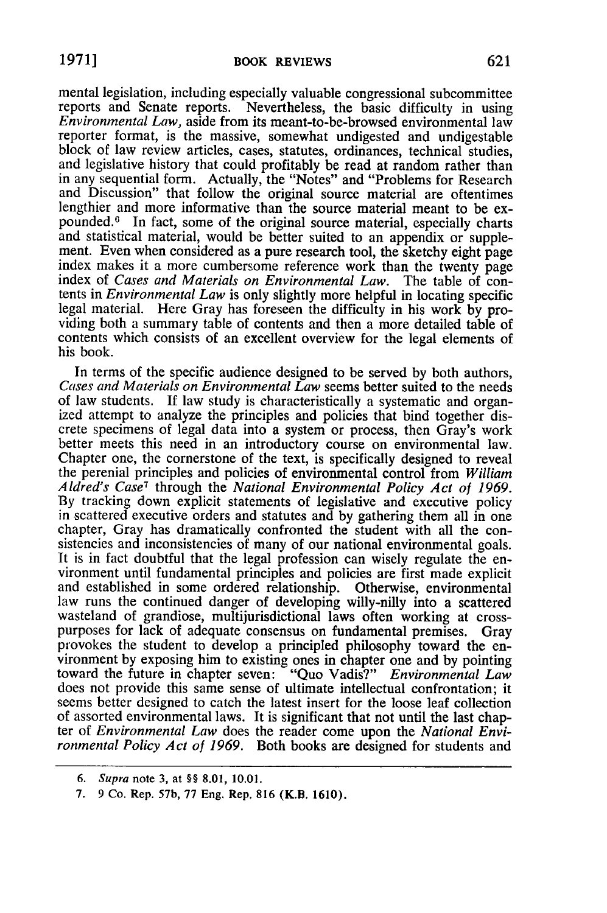mental legislation, including especially valuable congressional subcommittee reports and Senate reports. Nevertheless, the basic difficulty in using *Environmental Law*, aside from its meant-to-be-browsed environmental law reporter format, is the massive, somewhat undigested and undigestable block of law review articles, cases, statutes, ordinances, technical studies, and legislative history that could profitably be read at random rather than in any sequential form. Actually, the "Notes" and "Problems for Research and Discussion" that follow the original source material are oftentimes lengthier and more informative than the source material meant to be expounded.[6] In fact, some of the original source material, especially charts and statistical material, would be better suited to an appendix or supplement. Even when considered as a pure research tool, the sketchy eight page index makes it a more cumbersome reference work than the twenty page index of *Cases and Materials on Environmental Law*. The table of contents in *Environmental Law* is only slightly more helpful in locating specific legal material. Here Gray has foreseen the difficulty in his work by providing both a summary table of contents and then a more detailed table of contents which consists of an excellent overview for the legal elements of his book.

In terms of the specific audience designed to be served by both authors, *Cases and Materials on Environmental Law* seems better suited to the needs of law students. If law study is characteristically a systematic and organized attempt to analyze the principles and policies that bind together discrete specimens of legal data into a system or process, then Gray's work better meets this need in an introductory course on environmental law. Chapter one, the cornerstone of the text, is specifically designed to reveal the perenial principles and policies of environmental control from *William Aldred's Case*[7] through the *National Environmental Policy Act of 1969*. By tracking down explicit statements of legislative and executive policy in scattered executive orders and statutes and by gathering them all in one chapter, Gray has dramatically confronted the student with all the consistencies and inconsistencies of many of our national environmental goals. It is in fact doubtful that the legal profession can wisely regulate the environment until fundamental principles and policies are first made explicit and established in some ordered relationship. Otherwise, environmental law runs the continued danger of developing willy-nilly into a scattered wasteland of grandiose, multijurisdictional laws often working at cross-purposes for lack of adequate consensus on fundamental premises. Gray provokes the student to develop a principled philosophy toward the environment by exposing him to existing ones in chapter one and by pointing toward the future in chapter seven: "Quo Vadis?" *Environmental Law* does not provide this same sense of ultimate intellectual confrontation; it seems better designed to catch the latest insert for the loose leaf collection of assorted environmental laws. It is significant that not until the last chapter of *Environmental Law* does the reader come upon the *National Environmental Policy Act of 1969*. Both books are designed for students and

---

6. *Supra* note 3, at §§ 8.01, 10.01.

7. 9 Co. Rep. 57b, 77 Eng. Rep. 816 (K.B. 1610).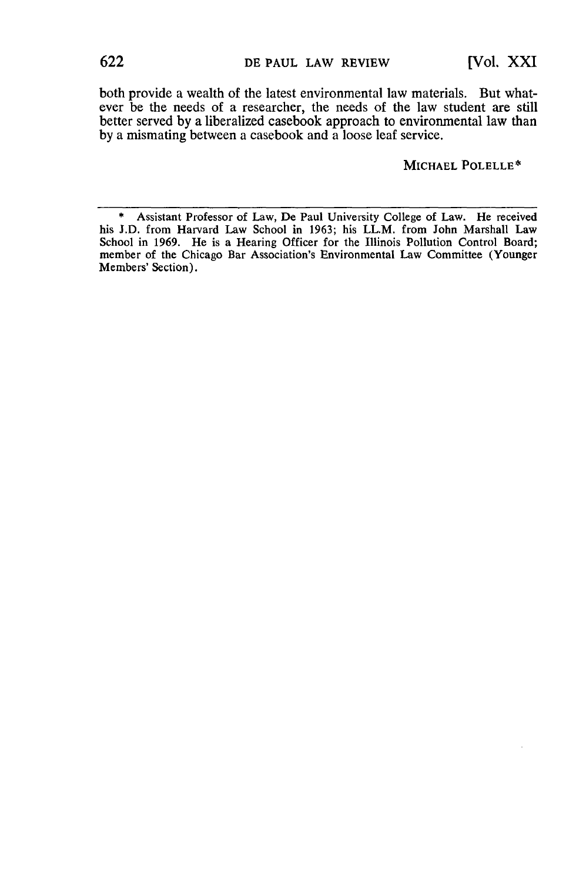both provide a wealth of the latest environmental law materials. But whatever be the needs of a researcher, the needs of the law student are still better served by a liberalized casebook approach to environmental law than by a mismating between a casebook and a loose leaf service.

MICHAEL POLELLE*

---

* Assistant Professor of Law, De Paul University College of Law. He received his J.D. from Harvard Law School in 1963; his LL.M. from John Marshall Law School in 1969. He is a Hearing Officer for the Illinois Pollution Control Board; member of the Chicago Bar Association's Environmental Law Committee (Younger Members' Section).